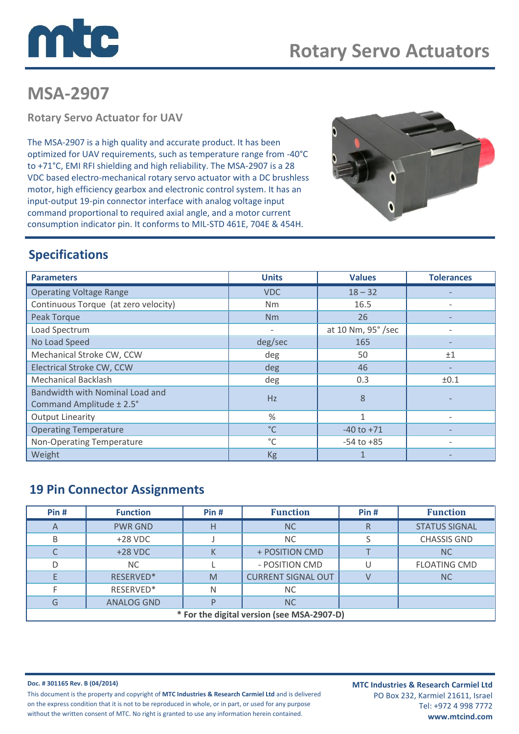mtc

# Rotary Servo Actuators

## MSA-2907

### Rotary Servo Actuator for UAV

The MSA-2907 is a high quality and accurate product. It has been optimized for UAV requirements, such as temperature range from -40°C to +71°C, EMI RFI shielding and high reliability. The MSA-2907 is a 28 VDC based electro-mechanical rotary servo actuator with a DC brushless motor, high efficiency gearbox and electronic control system. It has an input-output 19-pin connector interface with analog voltage input command proportional to required axial angle, and a motor current consumption indicator pin. It conforms to MIL-STD 461E, 704E & 454H.

## Specifications

| Parameters | Units | Values | Tolerances |
|---|---|---|---|
| Operating Voltage Range | VDC | 18 – 32 | - |
| Continuous Torque (at zero velocity) | Nm | 16.5 | - |
| Peak Torque | Nm | 26 | - |
| Load Spectrum | - | at 10 Nm, 95° /sec | - |
| No Load Speed | deg/sec | 165 | - |
| Mechanical Stroke CW, CCW | deg | 50 | ±1 |
| Electrical Stroke CW, CCW | deg | 46 | - |
| Mechanical Backlash | deg | 0.3 | ±0.1 |
| Bandwidth with Nominal Load and Command Amplitude ± 2.5° | Hz | 8 | - |
| Output Linearity | % | 1 | - |
| Operating Temperature | °C | -40 to +71 | - |
| Non-Operating Temperature | °C | -54 to +85 | - |
| Weight | Kg | 1 | - |

## 19 Pin Connector Assignments

| Pin # | Function | Pin # | Function | Pin # | Function |
|---|---|---|---|---|---|
| A | PWR GND | H | NC | R | STATUS SIGNAL |
| B | +28 VDC | J | NC | S | CHASSIS GND |
| C | +28 VDC | K | + POSITION CMD | T | NC |
| D | NC | L | - POSITION CMD | U | FLOATING CMD |
| E | RESERVED* | M | CURRENT SIGNAL OUT | V | NC |
| F | RESERVED* | N | NC | | |
| G | ANALOG GND | P | NC | | |

**\* For the digital version (see MSA-2907-D)**

**Doc. # 301165 Rev. B (04/2014)**

This document is the property and copyright of **MTC Industries & Research Carmiel Ltd** and is delivered on the express condition that it is not to be reproduced in whole, or in part, or used for any purpose without the written consent of MTC. No right is granted to use any information herein contained.

**MTC Industries & Research Carmiel Ltd**
PO Box 232, Karmiel 21611, Israel
Tel: +972 4 998 7772
**www.mtcind.com**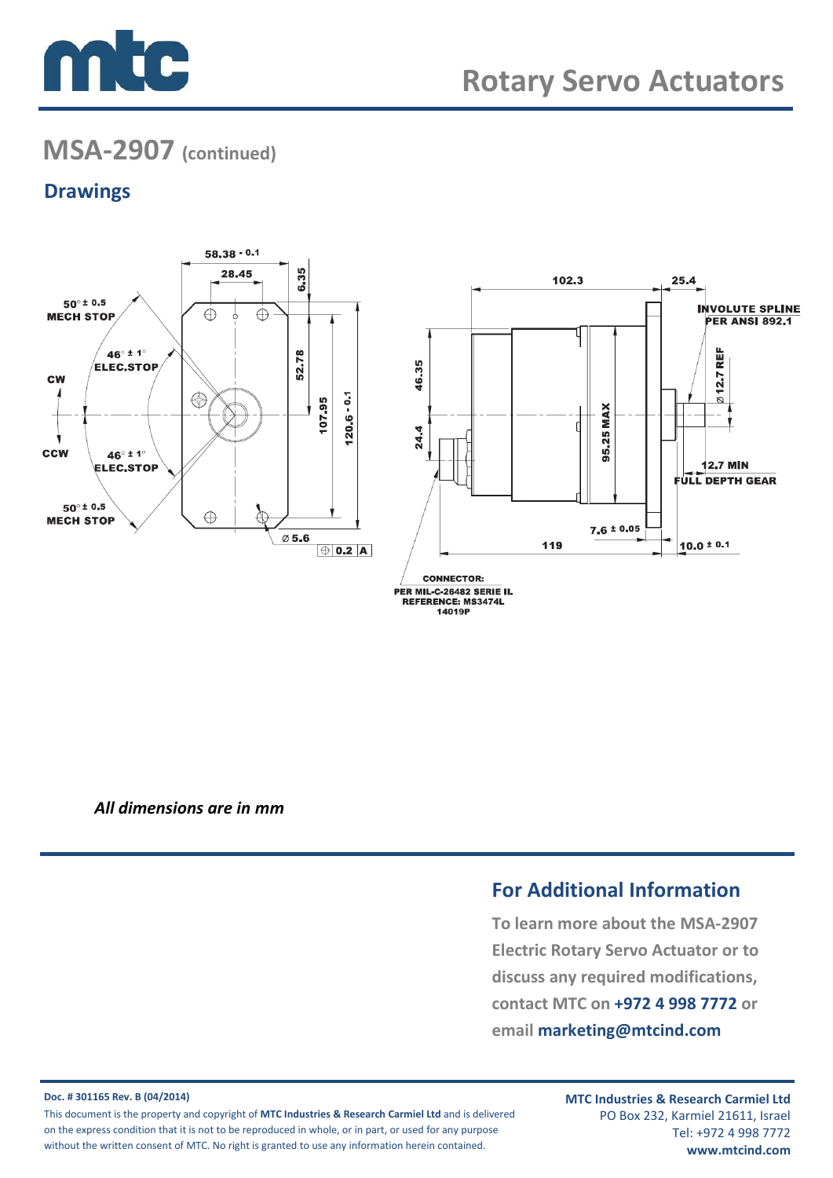# MSA-2907 (continued)

## Drawings

58.38 - 0.1
28.45
6.35
50° ± 0.5
MECH STOP
46° ± 1°
ELEC.STOP
CW
CCW
46° ± 1°
ELEC.STOP
50° ± 0.5
MECH STOP
52.78
107.95
120.6 - 0.1
Ø 5.6
⊕ 0.2 A

102.3
25.4
INVOLUTE SPLINE
PER ANSI 892.1
46.35
24.4
95.25 MAX
Ø 12.7 REF
12.7 MIN
FULL DEPTH GEAR
7.6 ± 0.05
119
10.0 ± 0.1

CONNECTOR:
PER MIL-C-26482 SERIE II.
REFERENCE: MS3474L
14019P

*All dimensions are in mm*

## For Additional Information

**To learn more about the MSA-2907 Electric Rotary Servo Actuator or to discuss any required modifications, contact MTC on +972 4 998 7772 or email marketing@mtcind.com**

**Doc. # 301165 Rev. B (04/2014)**

This document is the property and copyright of **MTC Industries & Research Carmiel Ltd** and is delivered on the express condition that it is not to be reproduced in whole, or in part, or used for any purpose without the written consent of MTC. No right is granted to use any information herein contained.

**MTC Industries & Research Carmiel Ltd**
PO Box 232, Karmiel 21611, Israel
Tel: +972 4 998 7772
**www.mtcind.com**